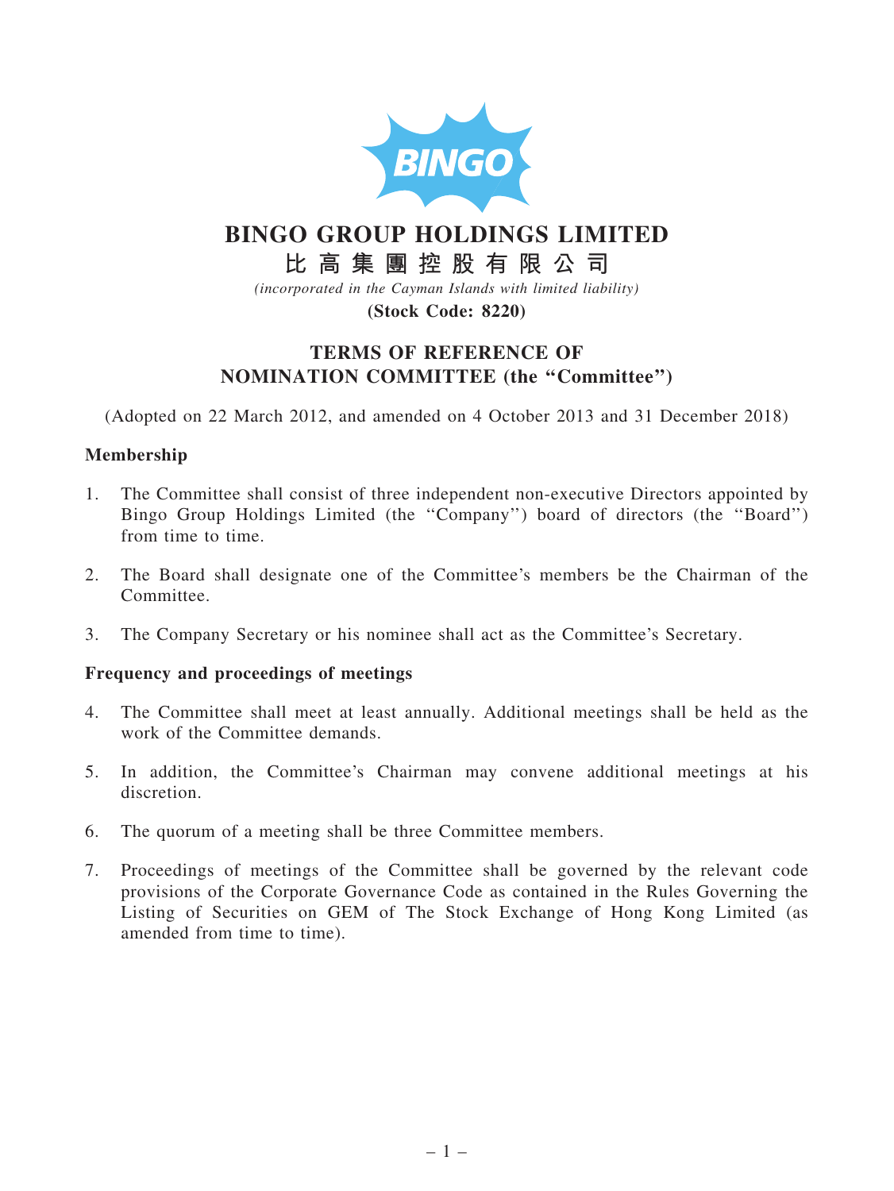# BINGO GROUP HOLDINGS LIMITED

## 比 高 集 團 控 股 有 限 公 司

*(incorporated in the Cayman Islands with limited liability)*

**(Stock Code: 8220)**

## TERMS OF REFERENCE OF NOMINATION COMMITTEE (the "Committee")

(Adopted on 22 March 2012, and amended on 4 October 2013 and 31 December 2018)

### Membership

1. The Committee shall consist of three independent non-executive Directors appointed by Bingo Group Holdings Limited (the "Company") board of directors (the "Board") from time to time.

2. The Board shall designate one of the Committee's members be the Chairman of the Committee.

3. The Company Secretary or his nominee shall act as the Committee's Secretary.

### Frequency and proceedings of meetings

4. The Committee shall meet at least annually. Additional meetings shall be held as the work of the Committee demands.

5. In addition, the Committee's Chairman may convene additional meetings at his discretion.

6. The quorum of a meeting shall be three Committee members.

7. Proceedings of meetings of the Committee shall be governed by the relevant code provisions of the Corporate Governance Code as contained in the Rules Governing the Listing of Securities on GEM of The Stock Exchange of Hong Kong Limited (as amended from time to time).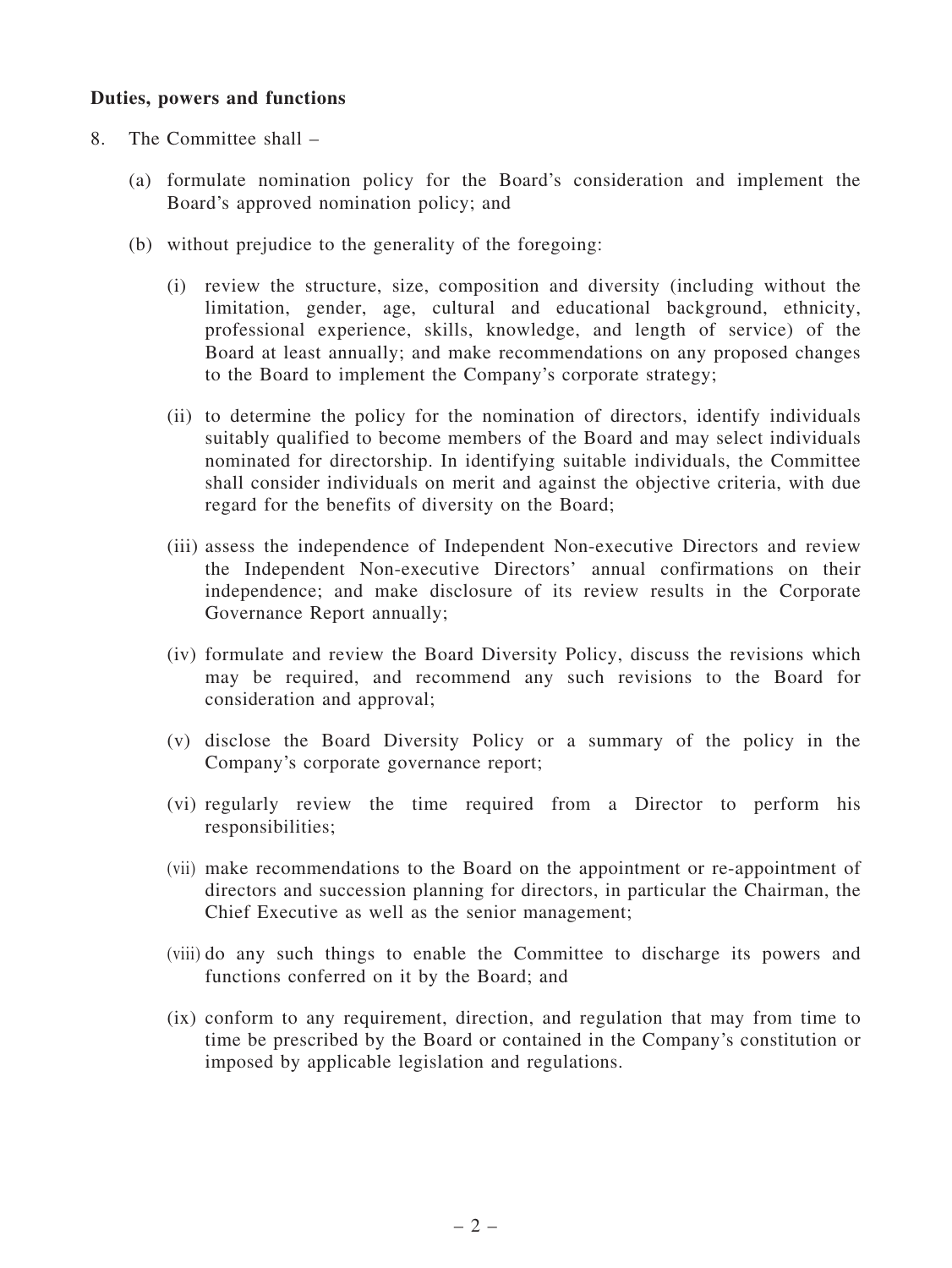**Duties, powers and functions**

8. The Committee shall –

   (a) formulate nomination policy for the Board's consideration and implement the Board's approved nomination policy; and

   (b) without prejudice to the generality of the foregoing:

      (i) review the structure, size, composition and diversity (including without the limitation, gender, age, cultural and educational background, ethnicity, professional experience, skills, knowledge, and length of service) of the Board at least annually; and make recommendations on any proposed changes to the Board to implement the Company's corporate strategy;

      (ii) to determine the policy for the nomination of directors, identify individuals suitably qualified to become members of the Board and may select individuals nominated for directorship. In identifying suitable individuals, the Committee shall consider individuals on merit and against the objective criteria, with due regard for the benefits of diversity on the Board;

      (iii) assess the independence of Independent Non-executive Directors and review the Independent Non-executive Directors' annual confirmations on their independence; and make disclosure of its review results in the Corporate Governance Report annually;

      (iv) formulate and review the Board Diversity Policy, discuss the revisions which may be required, and recommend any such revisions to the Board for consideration and approval;

      (v) disclose the Board Diversity Policy or a summary of the policy in the Company's corporate governance report;

      (vi) regularly review the time required from a Director to perform his responsibilities;

      (vii) make recommendations to the Board on the appointment or re-appointment of directors and succession planning for directors, in particular the Chairman, the Chief Executive as well as the senior management;

      (viii) do any such things to enable the Committee to discharge its powers and functions conferred on it by the Board; and

      (ix) conform to any requirement, direction, and regulation that may from time to time be prescribed by the Board or contained in the Company's constitution or imposed by applicable legislation and regulations.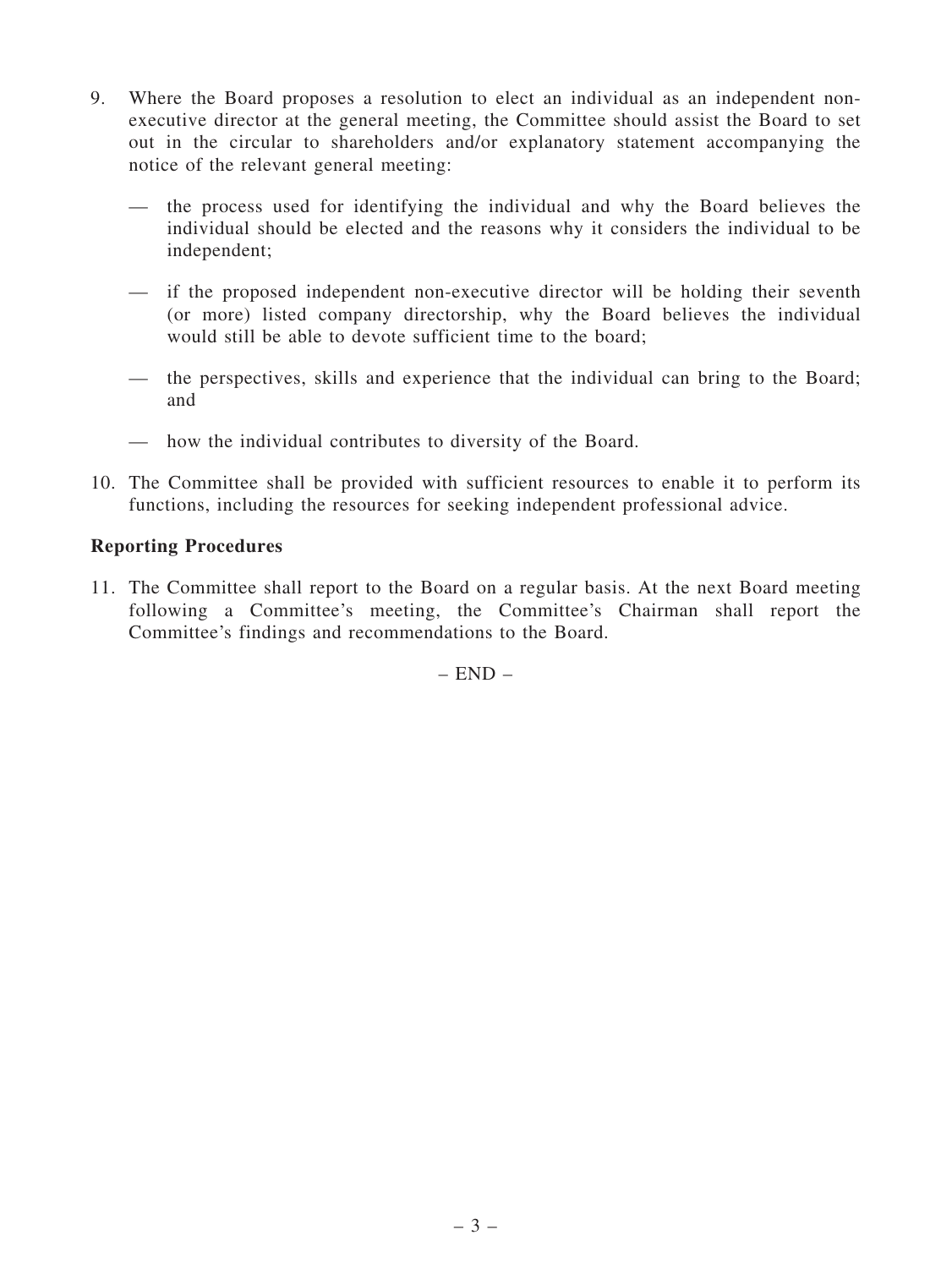9. Where the Board proposes a resolution to elect an individual as an independent non-executive director at the general meeting, the Committee should assist the Board to set out in the circular to shareholders and/or explanatory statement accompanying the notice of the relevant general meeting:

   — the process used for identifying the individual and why the Board believes the individual should be elected and the reasons why it considers the individual to be independent;

   — if the proposed independent non-executive director will be holding their seventh (or more) listed company directorship, why the Board believes the individual would still be able to devote sufficient time to the board;

   — the perspectives, skills and experience that the individual can bring to the Board; and

   — how the individual contributes to diversity of the Board.

10. The Committee shall be provided with sufficient resources to enable it to perform its functions, including the resources for seeking independent professional advice.

**Reporting Procedures**

11. The Committee shall report to the Board on a regular basis. At the next Board meeting following a Committee's meeting, the Committee's Chairman shall report the Committee's findings and recommendations to the Board.

– END –